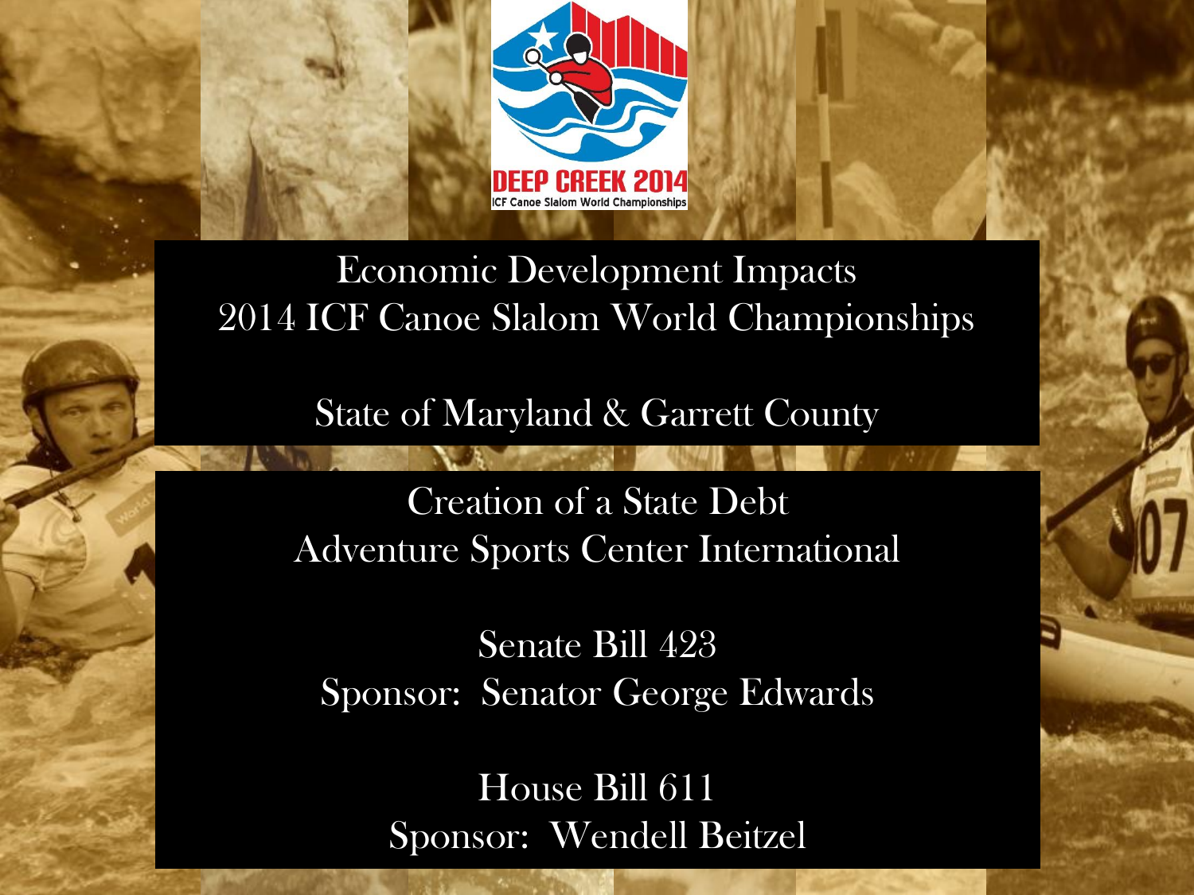# Economic Development Impacts
# 2014 ICF Canoe Slalom World Championships

## State of Maryland & Garrett County

## Creation of a State Debt
## Adventure Sports Center International

Senate Bill 423
Sponsor: Senator George Edwards

House Bill 611
Sponsor: Wendell Beitzel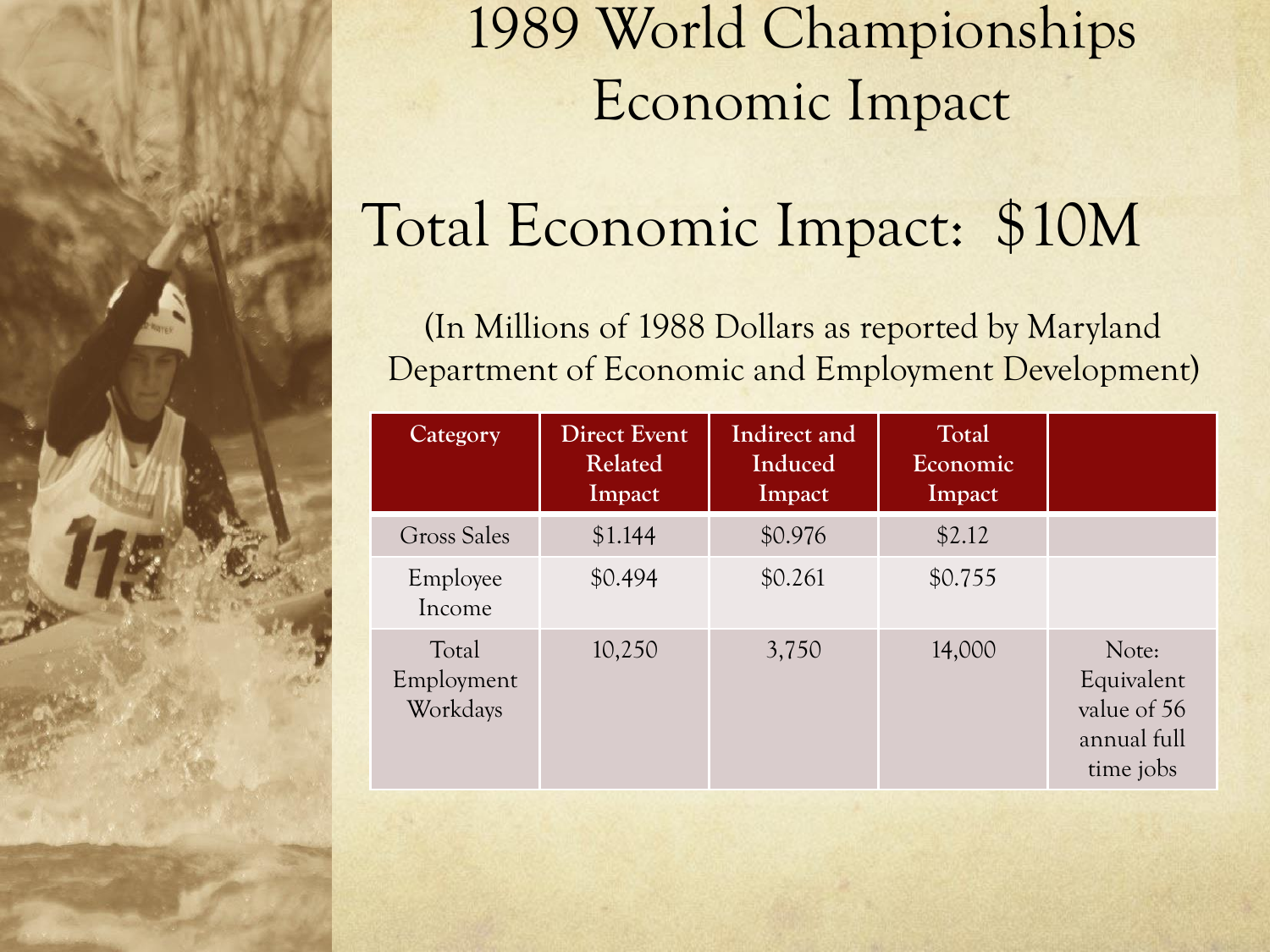# 1989 World Championships Economic Impact

## Total Economic Impact: $10M

(In Millions of 1988 Dollars as reported by Maryland Department of Economic and Employment Development)

| Category | Direct Event Related Impact | Indirect and Induced Impact | Total Economic Impact | |
|---|---|---|---|---|
| Gross Sales | $1.144 | $0.976 | $2.12 | |
| Employee Income | $0.494 | $0.261 | $0.755 | |
| Total Employment Workdays | 10,250 | 3,750 | 14,000 | Note: Equivalent value of 56 annual full time jobs |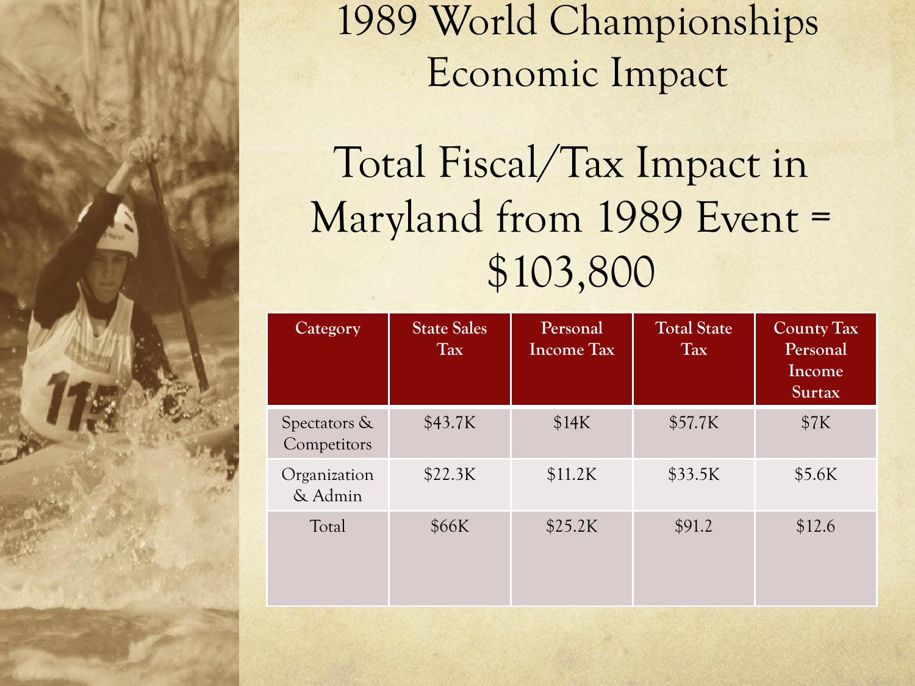# 1989 World Championships Economic Impact

## Total Fiscal/Tax Impact in Maryland from 1989 Event = $103,800

| Category | State Sales Tax | Personal Income Tax | Total State Tax | County Tax Personal Income Surtax |
|---|---|---|---|---|
| Spectators & Competitors | $43.7K | $14K | $57.7K | $7K |
| Organization & Admin | $22.3K | $11.2K | $33.5K | $5.6K |
| Total | $66K | $25.2K | $91.2 | $12.6 |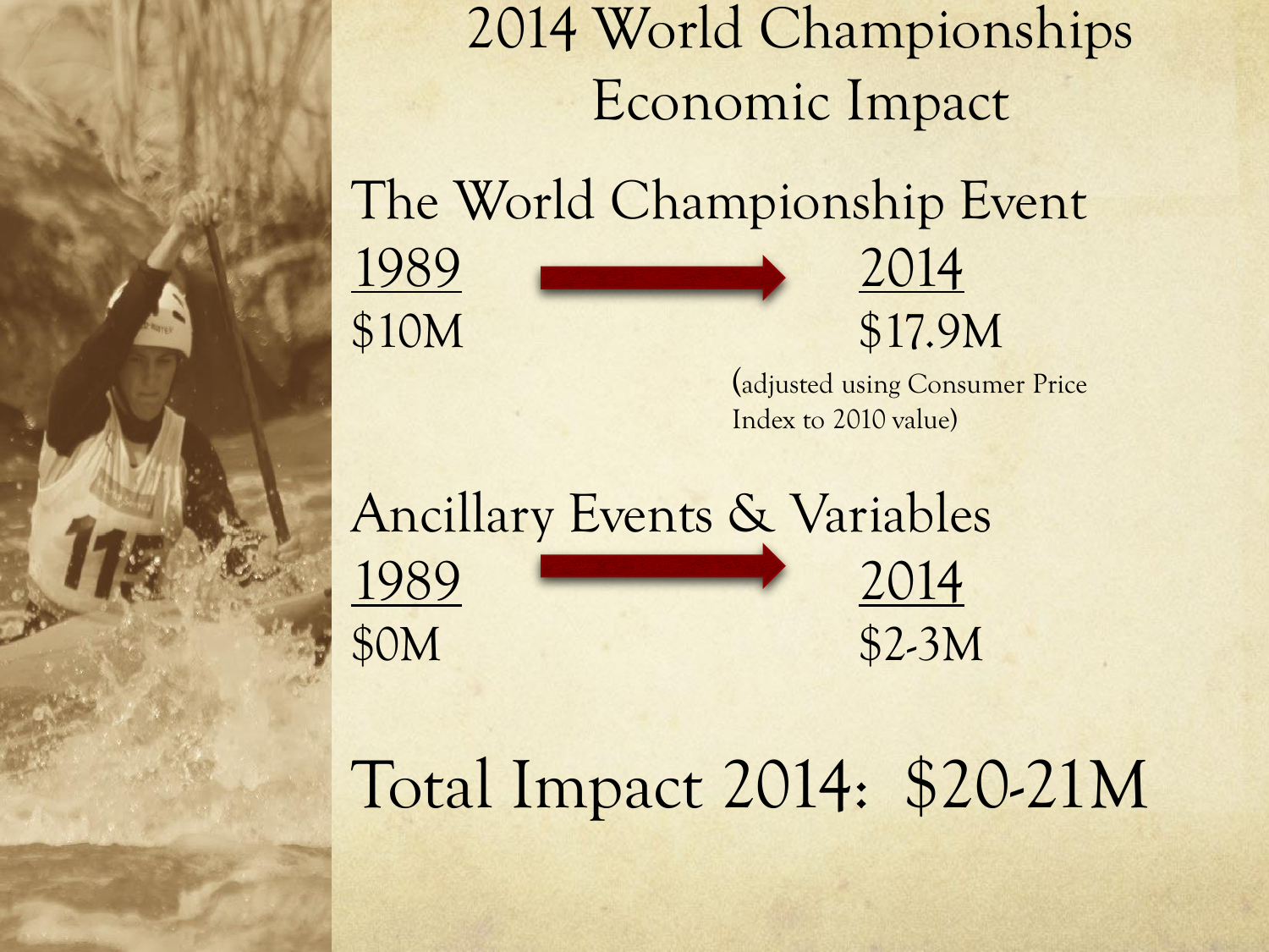# 2014 World Championships Economic Impact

## The World Championship Event

1989 → 2014

$10M → $17.9M

(adjusted using Consumer Price Index to 2010 value)

## Ancillary Events & Variables

1989 → 2014

$0M → $2-3M

## Total Impact 2014: $20-21M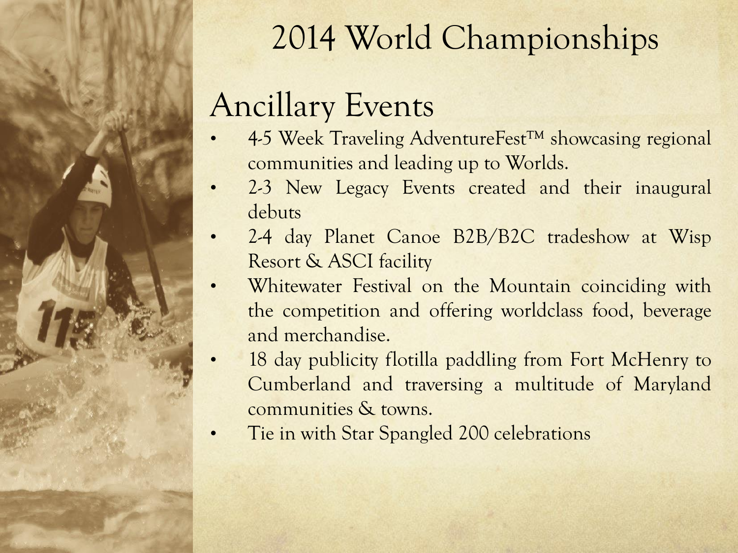# 2014 World Championships

## Ancillary Events

- 4-5 Week Traveling AdventureFest™ showcasing regional communities and leading up to Worlds.
- 2-3 New Legacy Events created and their inaugural debuts
- 2-4 day Planet Canoe B2B/B2C tradeshow at Wisp Resort & ASCI facility
- Whitewater Festival on the Mountain coinciding with the competition and offering worldclass food, beverage and merchandise.
- 18 day publicity flotilla paddling from Fort McHenry to Cumberland and traversing a multitude of Maryland communities & towns.
- Tie in with Star Spangled 200 celebrations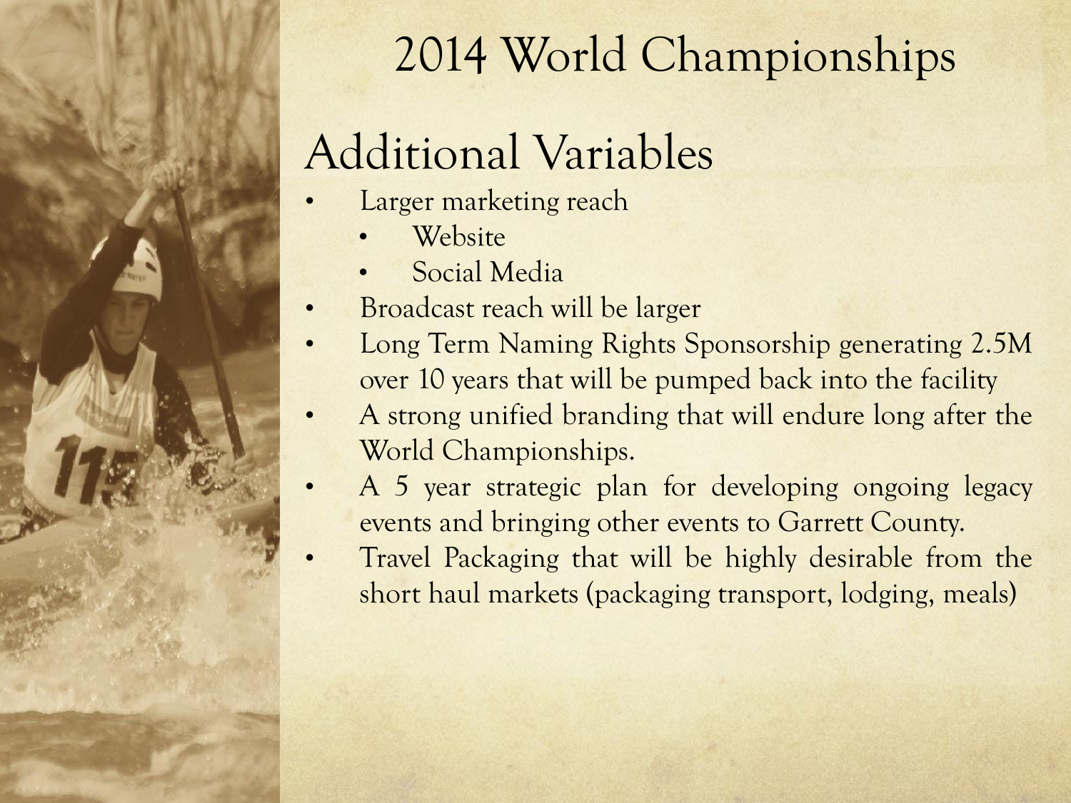# 2014 World Championships

## Additional Variables

- Larger marketing reach
  - Website
  - Social Media
- Broadcast reach will be larger
- Long Term Naming Rights Sponsorship generating 2.5M over 10 years that will be pumped back into the facility
- A strong unified branding that will endure long after the World Championships.
- A 5 year strategic plan for developing ongoing legacy events and bringing other events to Garrett County.
- Travel Packaging that will be highly desirable from the short haul markets (packaging transport, lodging, meals)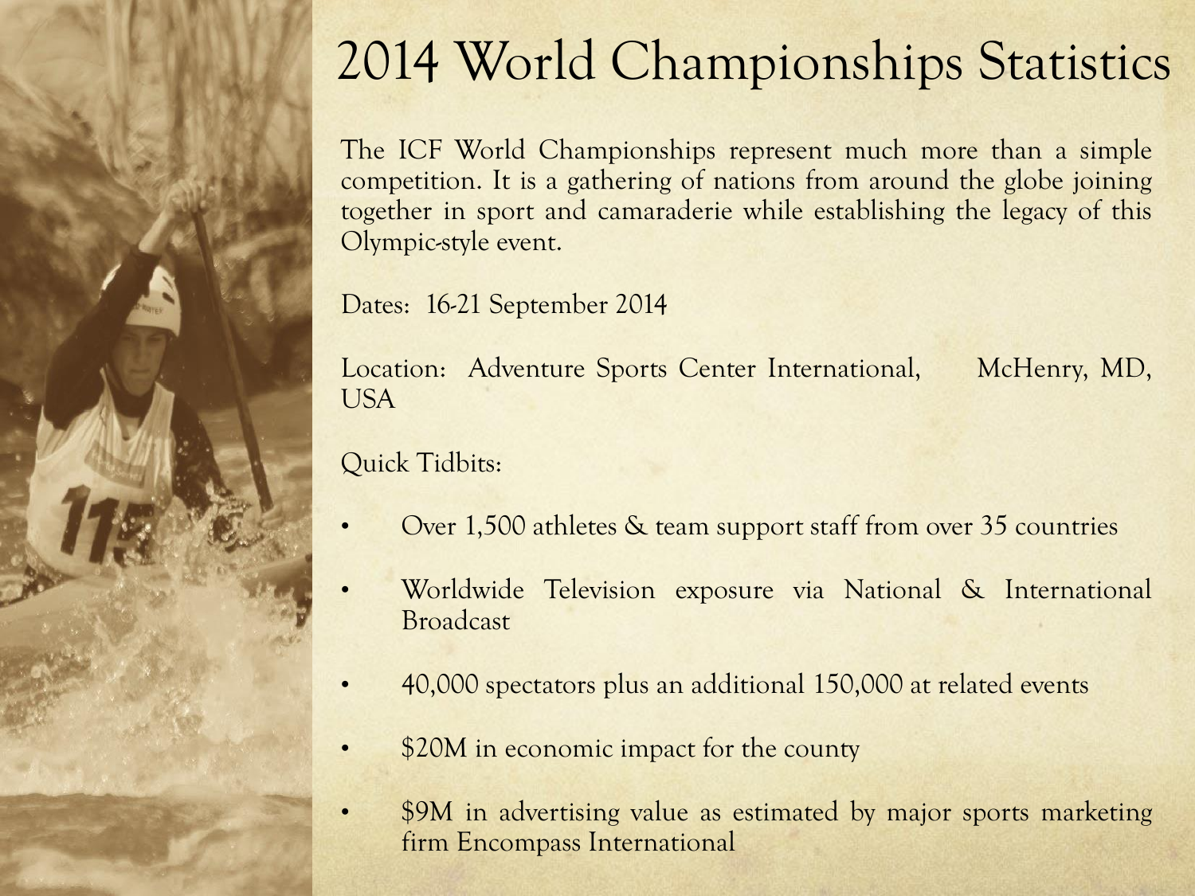# 2014 World Championships Statistics

The ICF World Championships represent much more than a simple competition. It is a gathering of nations from around the globe joining together in sport and camaraderie while establishing the legacy of this Olympic-style event.

Dates: 16-21 September 2014

Location: Adventure Sports Center International, McHenry, MD, USA

Quick Tidbits:

- Over 1,500 athletes & team support staff from over 35 countries
- Worldwide Television exposure via National & International Broadcast
- 40,000 spectators plus an additional 150,000 at related events
- $20M in economic impact for the county
- $9M in advertising value as estimated by major sports marketing firm Encompass International